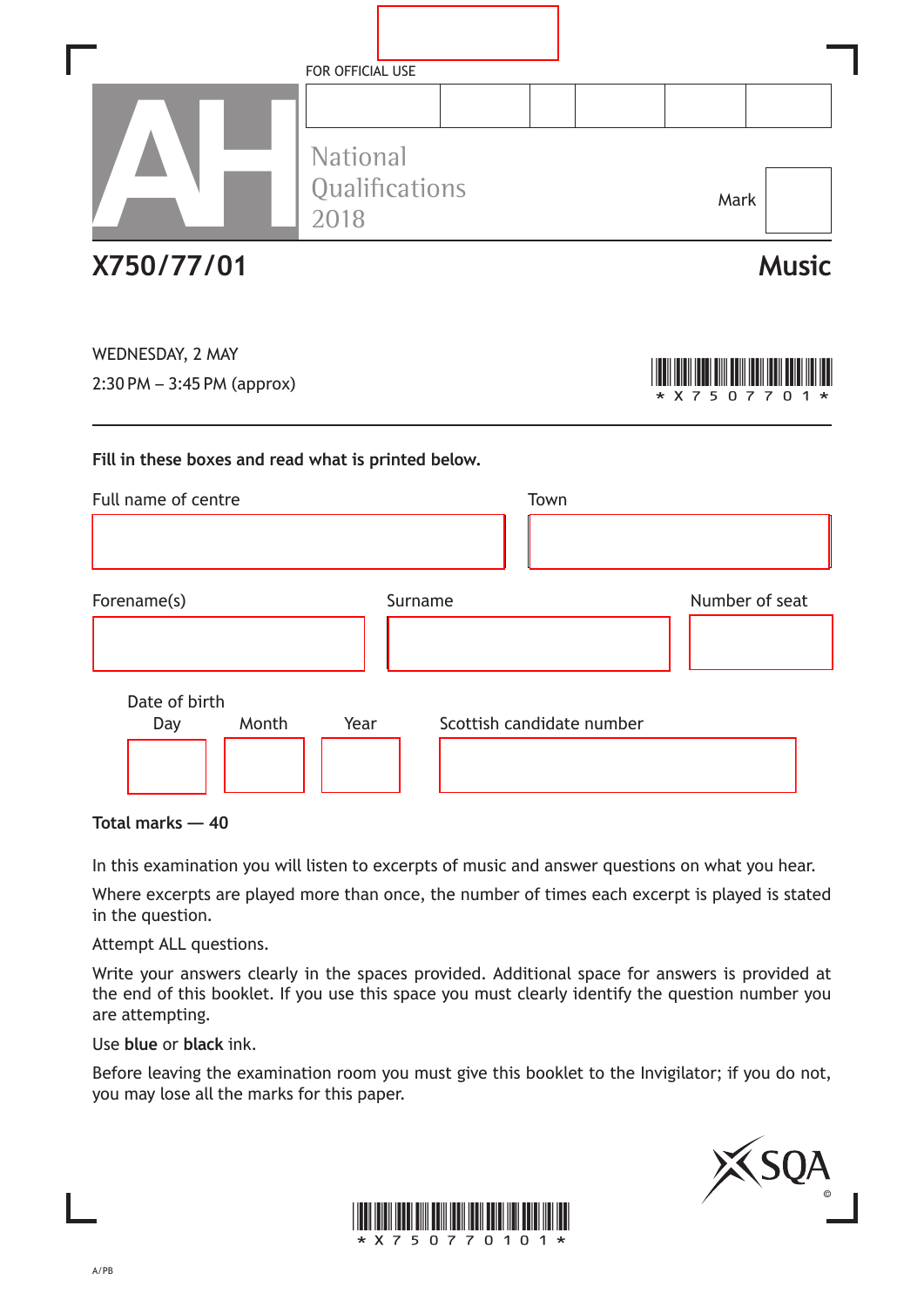FOR OFFICIAL USE

National Qualifications 2018

Mark

# X750/77/01 Music

WEDNESDAY, 2 MAY

2:30 PM – 3:45 PM (approx)

*X750770101*

**Fill in these boxes and read what is printed below.**

Full name of centre

Town

Forename(s)

Surname

Number of seat

Date of birth

Day Month Year

Scottish candidate number

**Total marks — 40**

In this examination you will listen to excerpts of music and answer questions on what you hear.

Where excerpts are played more than once, the number of times each excerpt is played is stated in the question.

Attempt ALL questions.

Write your answers clearly in the spaces provided. Additional space for answers is provided at the end of this booklet. If you use this space you must clearly identify the question number you are attempting.

Use **blue** or **black** ink.

Before leaving the examination room you must give this booklet to the Invigilator; if you do not, you may lose all the marks for this paper.

*X750770101*

A/PB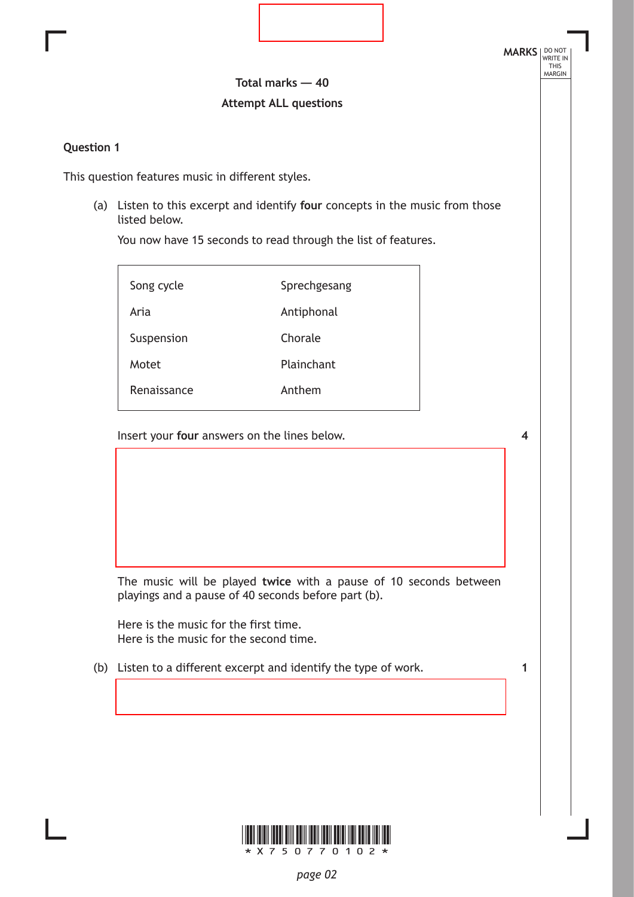**Total marks — 40**

**Attempt ALL questions**

**Question 1**

This question features music in different styles.

(a) Listen to this excerpt and identify **four** concepts in the music from those listed below.

You now have 15 seconds to read through the list of features.

| | |
|---|---|
| Song cycle | Sprechgesang |
| Aria | Antiphonal |
| Suspension | Chorale |
| Motet | Plainchant |
| Renaissance | Anthem |

Insert your **four** answers on the lines below. **4**

The music will be played **twice** with a pause of 10 seconds between playings and a pause of 40 seconds before part (b).

Here is the music for the first time.
Here is the music for the second time.

(b) Listen to a different excerpt and identify the type of work. **1**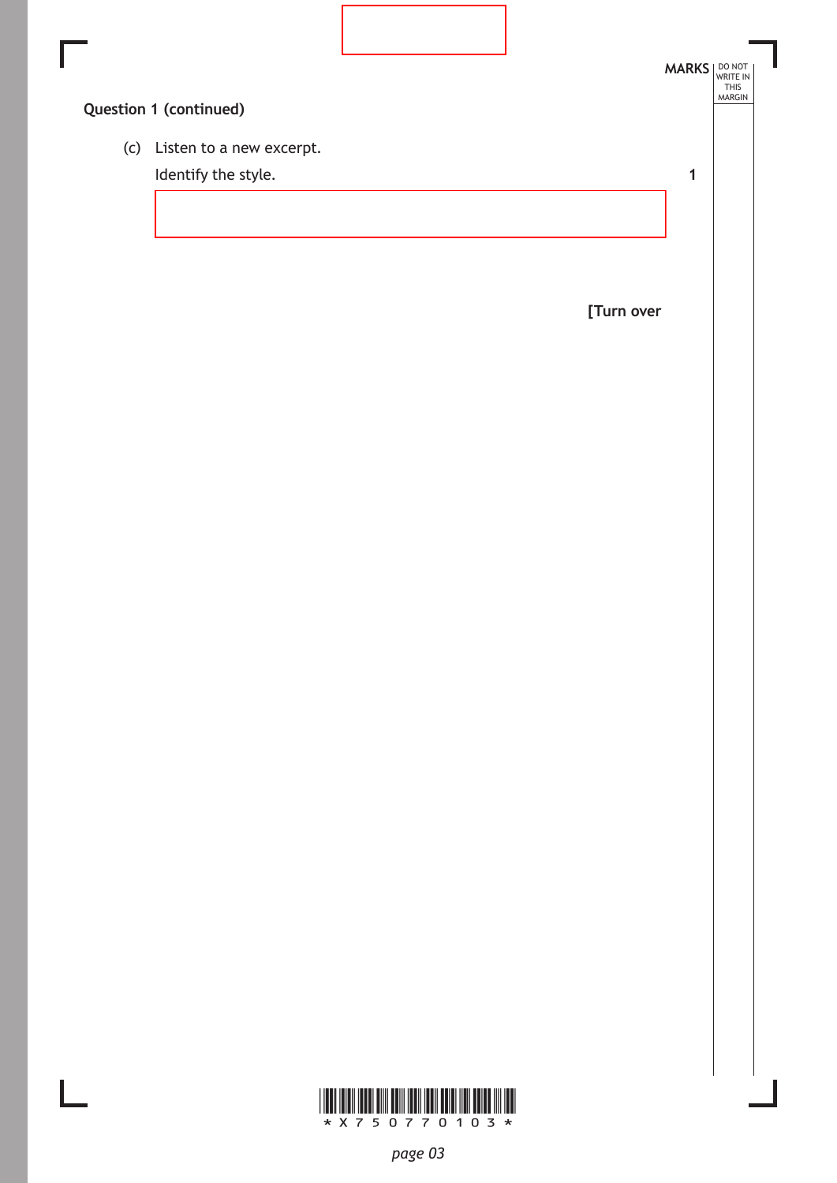**Question 1 (continued)**

(c) Listen to a new excerpt.

Identify the style. **1**

[Turn over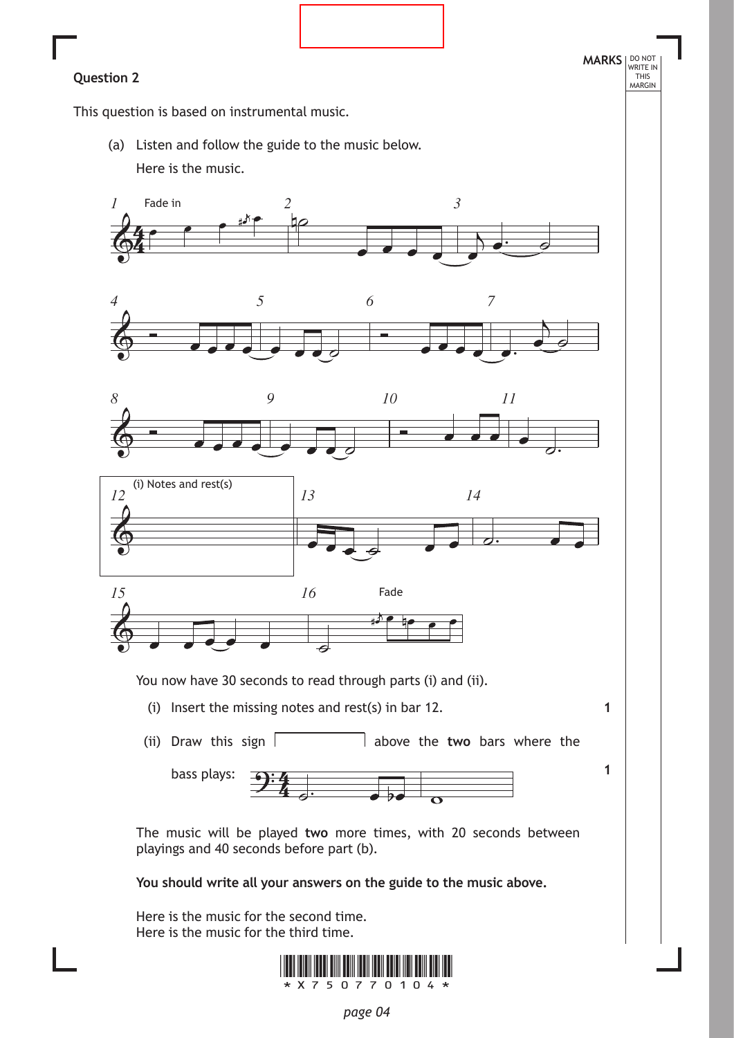## Question 2

This question is based on instrumental music.

(a) Listen and follow the guide to the music below.

Here is the music.

Fade in

(i) Notes and rest(s)

Fade

You now have 30 seconds to read through parts (i) and (ii).

(i) Insert the missing notes and rest(s) in bar 12. **1**

(ii) Draw this sign [ ] above the **two** bars where the bass plays: **1**

The music will be played **two** more times, with 20 seconds between playings and 40 seconds before part (b).

**You should write all your answers on the guide to the music above.**

Here is the music for the second time.
Here is the music for the third time.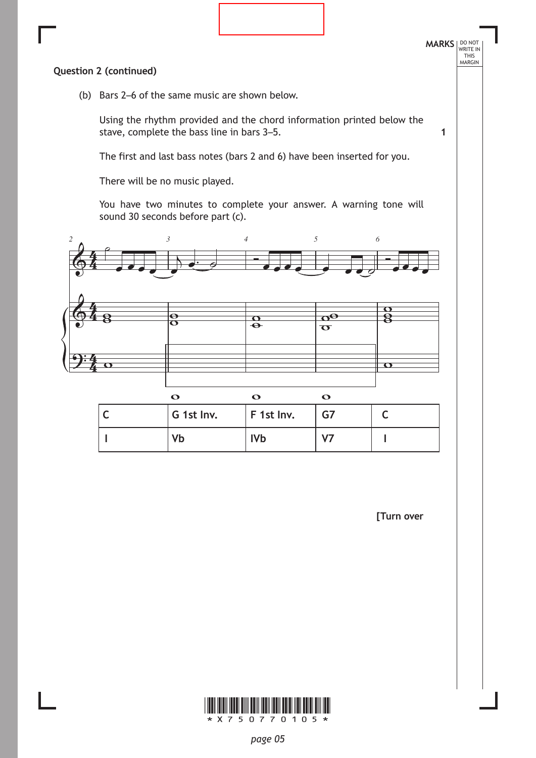**Question 2 (continued)**

(b) Bars 2–6 of the same music are shown below.

Using the rhythm provided and the chord information printed below the stave, complete the bass line in bars 3–5. **1**

The first and last bass notes (bars 2 and 6) have been inserted for you.

There will be no music played.

You have two minutes to complete your answer. A warning tone will sound 30 seconds before part (c).

| C | G 1st Inv. | F 1st Inv. | G7 | C |
|---|---|---|---|---|
| I | Vb | IVb | V7 | I |

[Turn over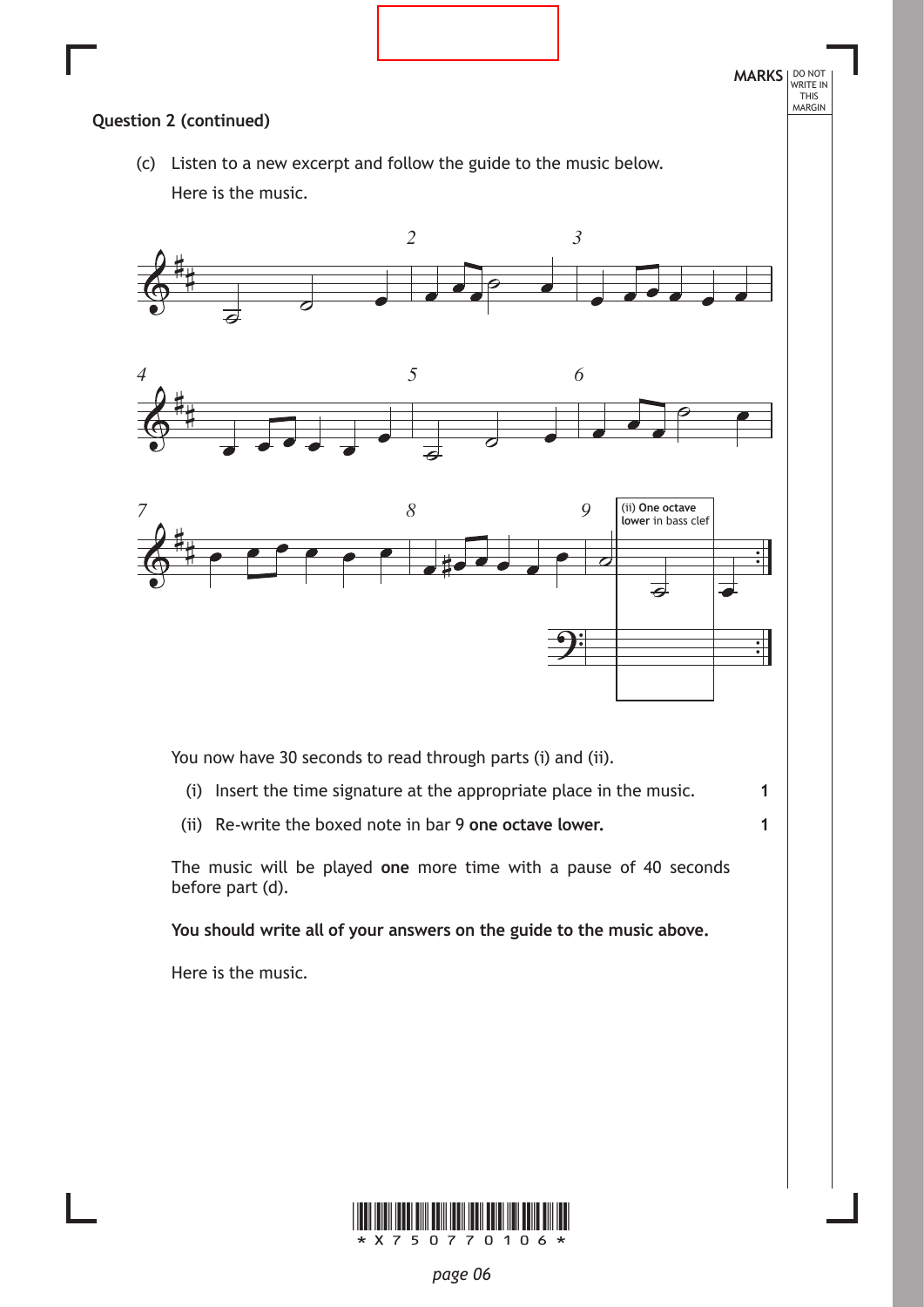**Question 2 (continued)**

(c) Listen to a new excerpt and follow the guide to the music below.

Here is the music.

(ii) **One octave lower** in bass clef

You now have 30 seconds to read through parts (i) and (ii).

(i) Insert the time signature at the appropriate place in the music. **1**

(ii) Re-write the boxed note in bar 9 **one octave lower.** **1**

The music will be played **one** more time with a pause of 40 seconds before part (d).

**You should write all of your answers on the guide to the music above.**

Here is the music.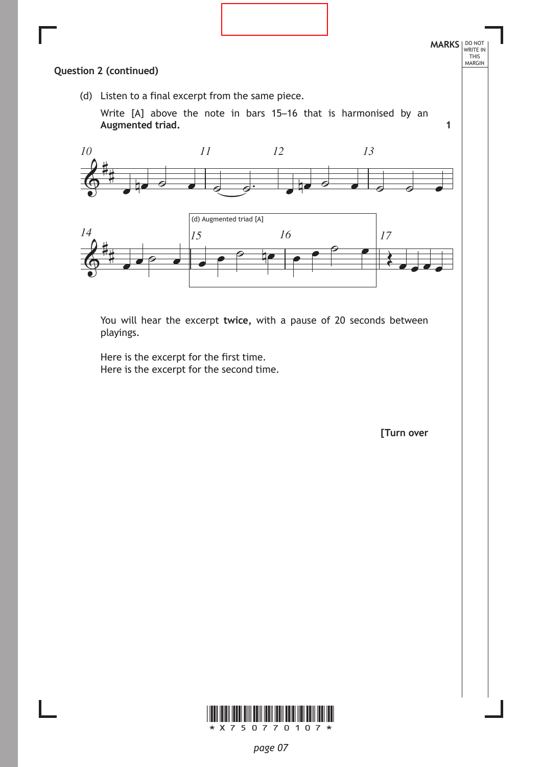**Question 2 (continued)**

(d) Listen to a final excerpt from the same piece.

Write [A] above the note in bars 15–16 that is harmonised by an **Augmented triad.** **1**

(d) Augmented triad [A]

You will hear the excerpt **twice,** with a pause of 20 seconds between playings.

Here is the excerpt for the first time.
Here is the excerpt for the second time.

**[Turn over**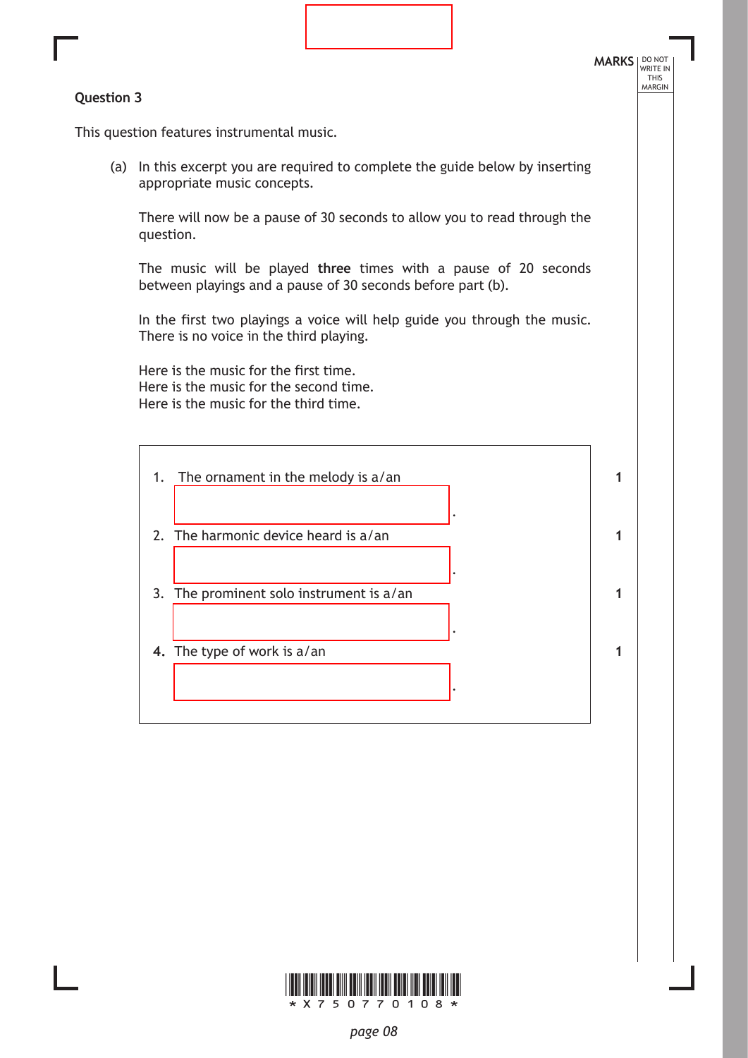**MARKS** DO NOT WRITE IN THIS MARGIN

## Question 3

This question features instrumental music.

(a) In this excerpt you are required to complete the guide below by inserting appropriate music concepts.

There will now be a pause of 30 seconds to allow you to read through the question.

The music will be played **three** times with a pause of 20 seconds between playings and a pause of 30 seconds before part (b).

In the first two playings a voice will help guide you through the music. There is no voice in the third playing.

Here is the music for the first time.
Here is the music for the second time.
Here is the music for the third time.

| | Marks |
|---|---|
| 1. The ornament in the melody is a/an ____________________ . | 1 |
| 2. The harmonic device heard is a/an ____________________ . | 1 |
| 3. The prominent solo instrument is a/an ____________________ . | 1 |
| 4. The type of work is a/an ____________________ . | 1 |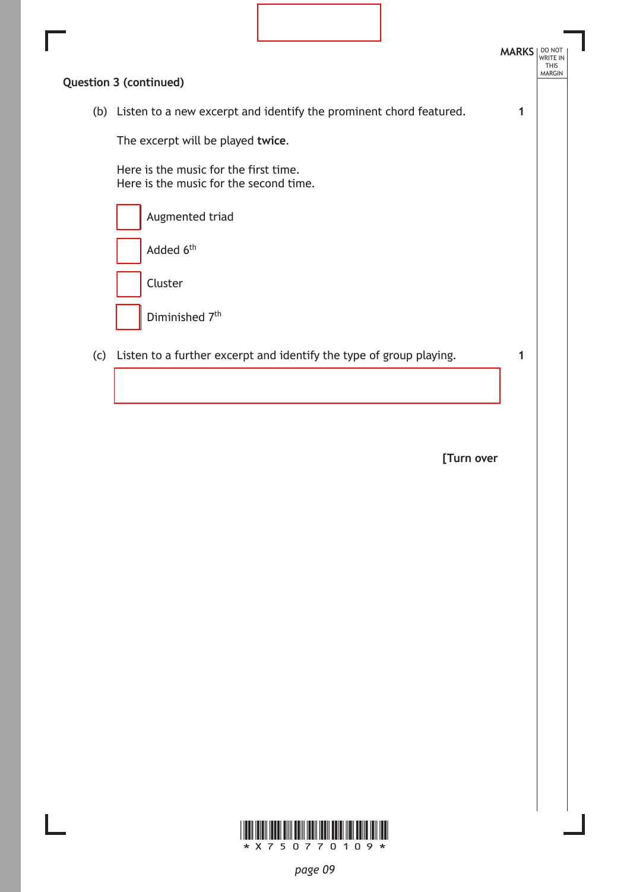**Question 3 (continued)**

(b) Listen to a new excerpt and identify the prominent chord featured. **1**

The excerpt will be played **twice**.

Here is the music for the first time.
Here is the music for the second time.

- [ ] Augmented triad
- [ ] Added 6th
- [ ] Cluster
- [ ] Diminished 7th

(c) Listen to a further excerpt and identify the type of group playing. **1**

[Turn over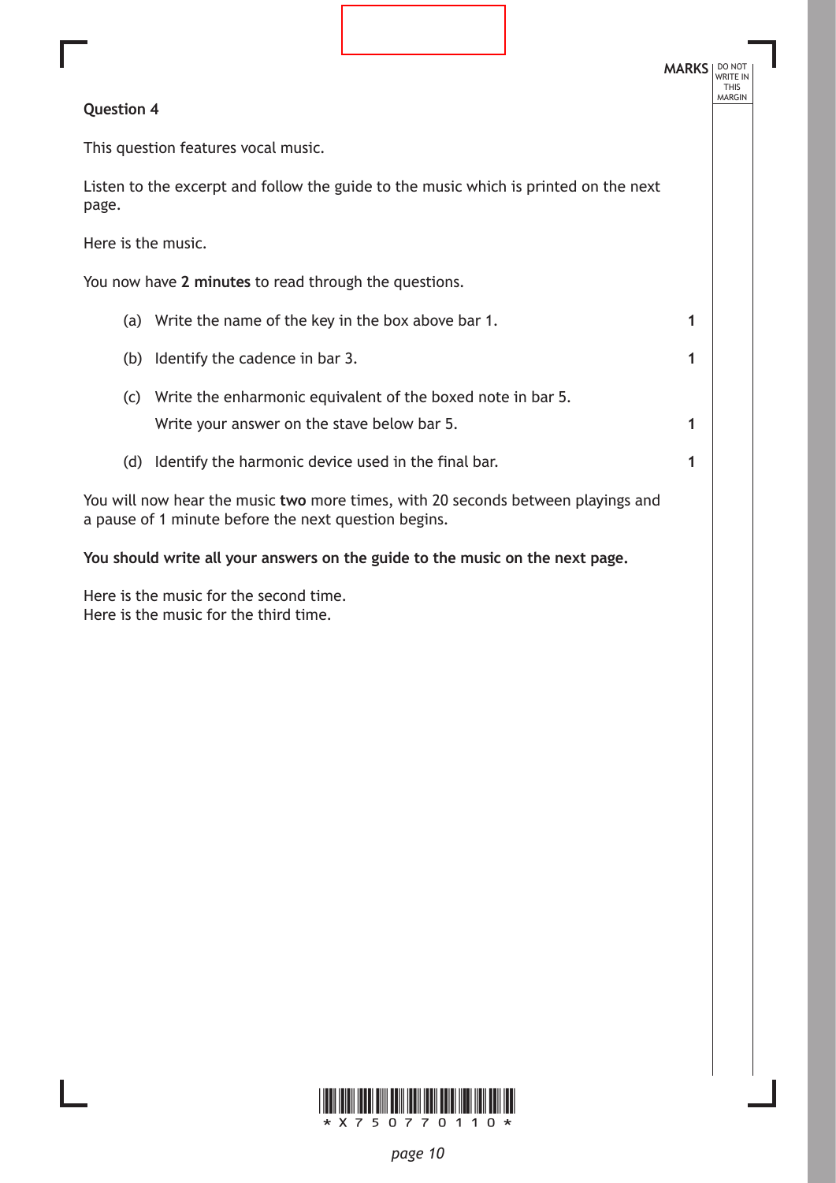**Question 4**

This question features vocal music.

Listen to the excerpt and follow the guide to the music which is printed on the next page.

Here is the music.

You now have **2 minutes** to read through the questions.

| | | MARKS |
|---|---|---|
| (a) | Write the name of the key in the box above bar 1. | 1 |
| (b) | Identify the cadence in bar 3. | 1 |
| (c) | Write the enharmonic equivalent of the boxed note in bar 5. Write your answer on the stave below bar 5. | 1 |
| (d) | Identify the harmonic device used in the final bar. | 1 |

You will now hear the music **two** more times, with 20 seconds between playings and a pause of 1 minute before the next question begins.

**You should write all your answers on the guide to the music on the next page.**

Here is the music for the second time.
Here is the music for the third time.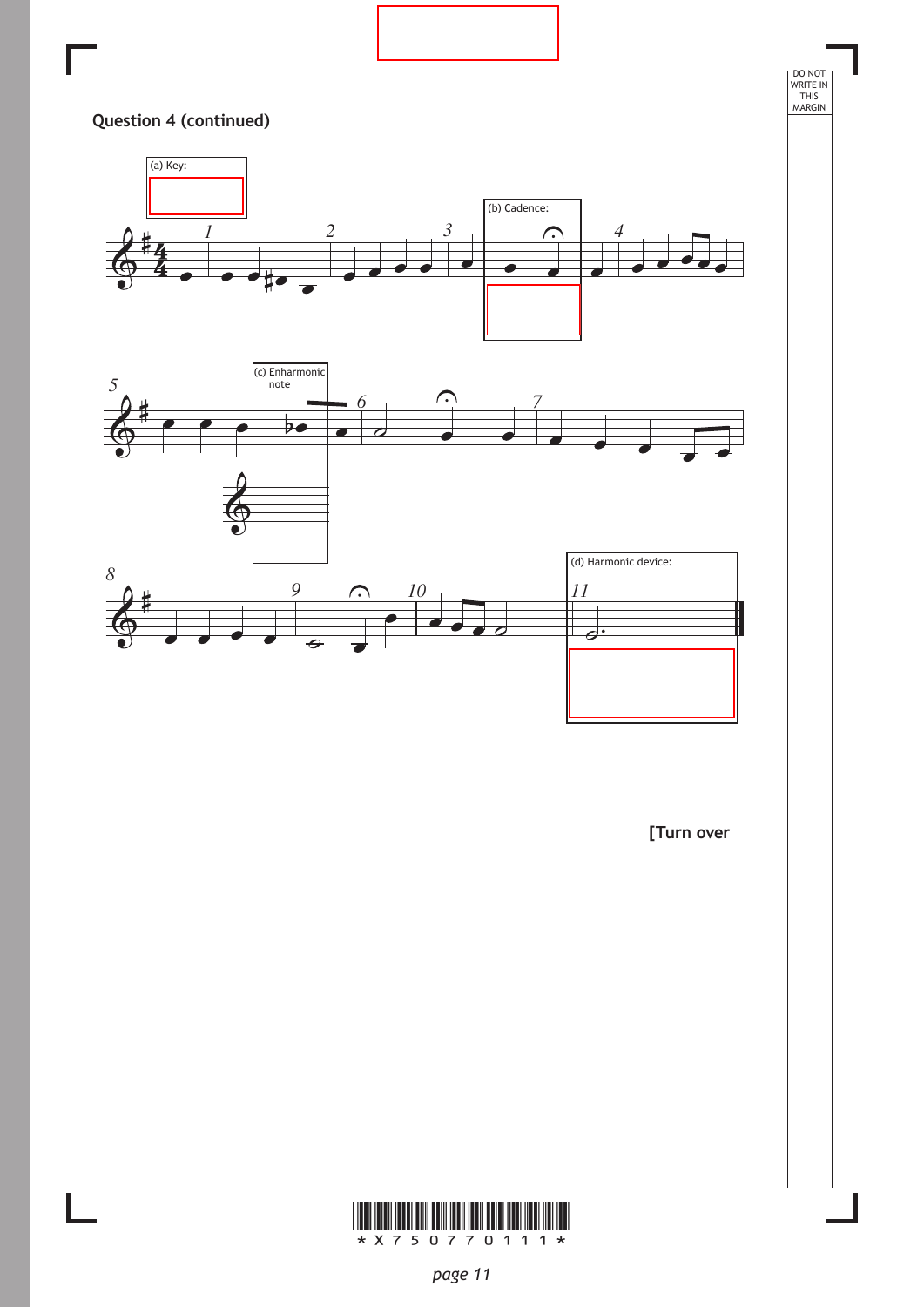**Question 4 (continued)**

(a) Key:

(b) Cadence:

(c) Enharmonic note

(d) Harmonic device:

**[Turn over**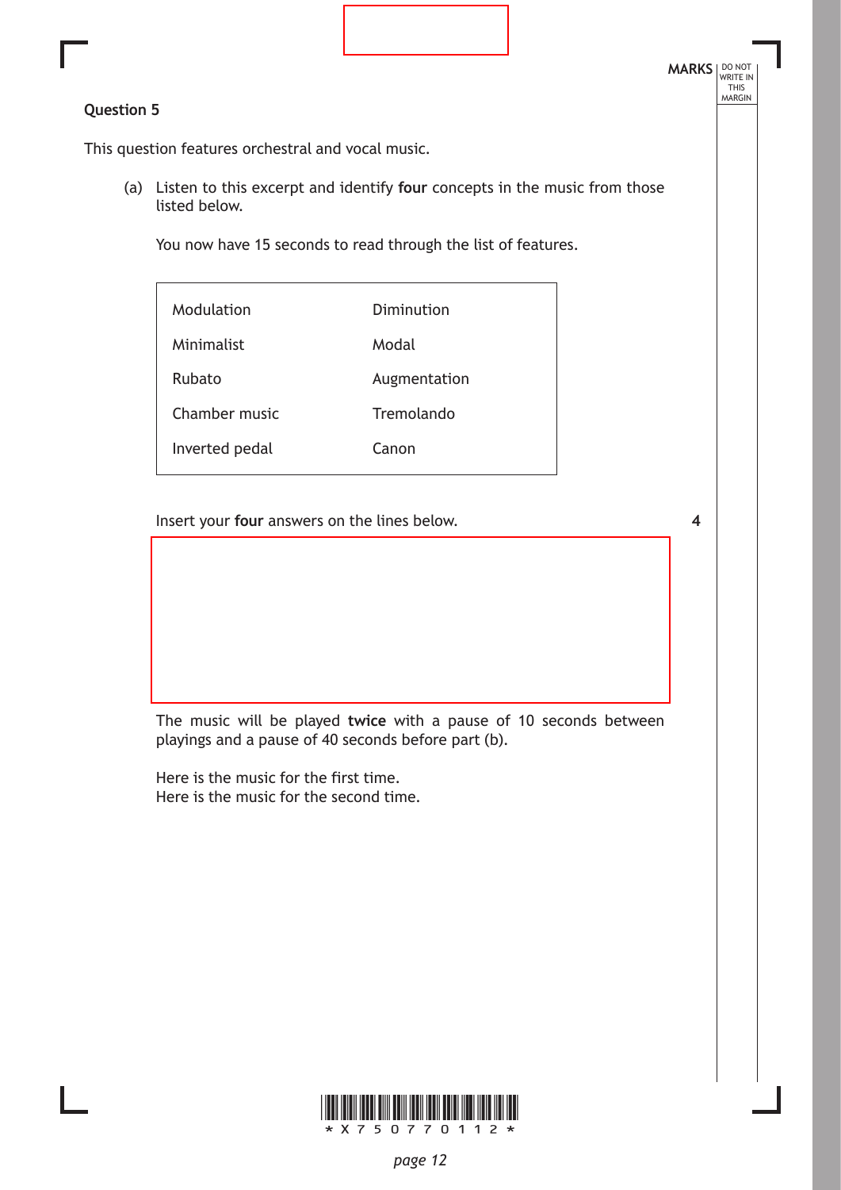**Question 5**

This question features orchestral and vocal music.

(a) Listen to this excerpt and identify **four** concepts in the music from those listed below.

You now have 15 seconds to read through the list of features.

| | |
|---|---|
| Modulation | Diminution |
| Minimalist | Modal |
| Rubato | Augmentation |
| Chamber music | Tremolando |
| Inverted pedal | Canon |

Insert your **four** answers on the lines below. **4**

The music will be played **twice** with a pause of 10 seconds between playings and a pause of 40 seconds before part (b).

Here is the music for the first time.
Here is the music for the second time.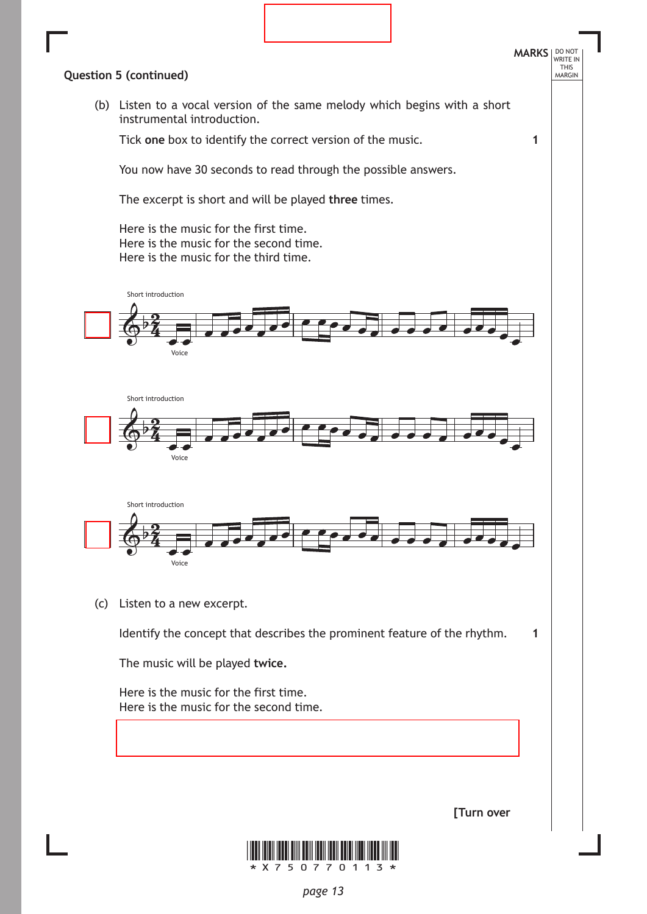**Question 5 (continued)**

(b) Listen to a vocal version of the same melody which begins with a short instrumental introduction.

Tick **one** box to identify the correct version of the music. **1**

You now have 30 seconds to read through the possible answers.

The excerpt is short and will be played **three** times.

Here is the music for the first time.
Here is the music for the second time.
Here is the music for the third time.

☐ Short introduction / Voice

☐ Short introduction / Voice

☐ Short introduction / Voice

(c) Listen to a new excerpt.

Identify the concept that describes the prominent feature of the rhythm. **1**

The music will be played **twice.**

Here is the music for the first time.
Here is the music for the second time.

[Turn over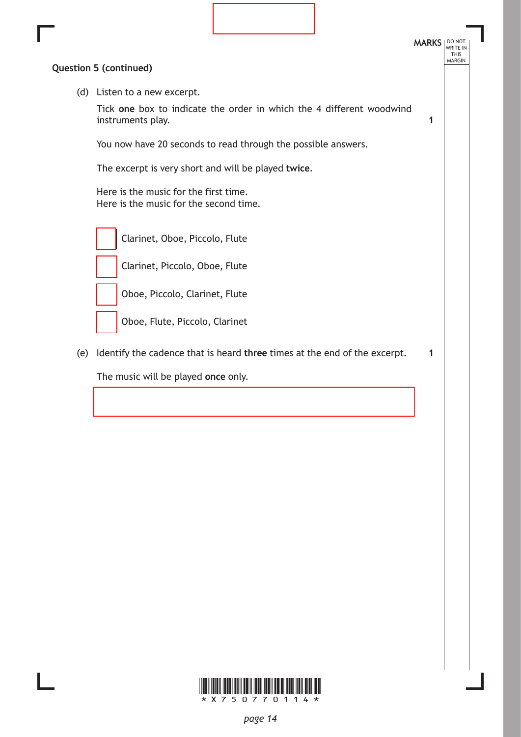**Question 5 (continued)**

(d) Listen to a new excerpt.

Tick **one** box to indicate the order in which the 4 different woodwind instruments play. **1**

You now have 20 seconds to read through the possible answers.

The excerpt is very short and will be played **twice**.

Here is the music for the first time.
Here is the music for the second time.

- ☐ Clarinet, Oboe, Piccolo, Flute
- ☐ Clarinet, Piccolo, Oboe, Flute
- ☐ Oboe, Piccolo, Clarinet, Flute
- ☐ Oboe, Flute, Piccolo, Clarinet

(e) Identify the cadence that is heard **three** times at the end of the excerpt. **1**

The music will be played **once** only.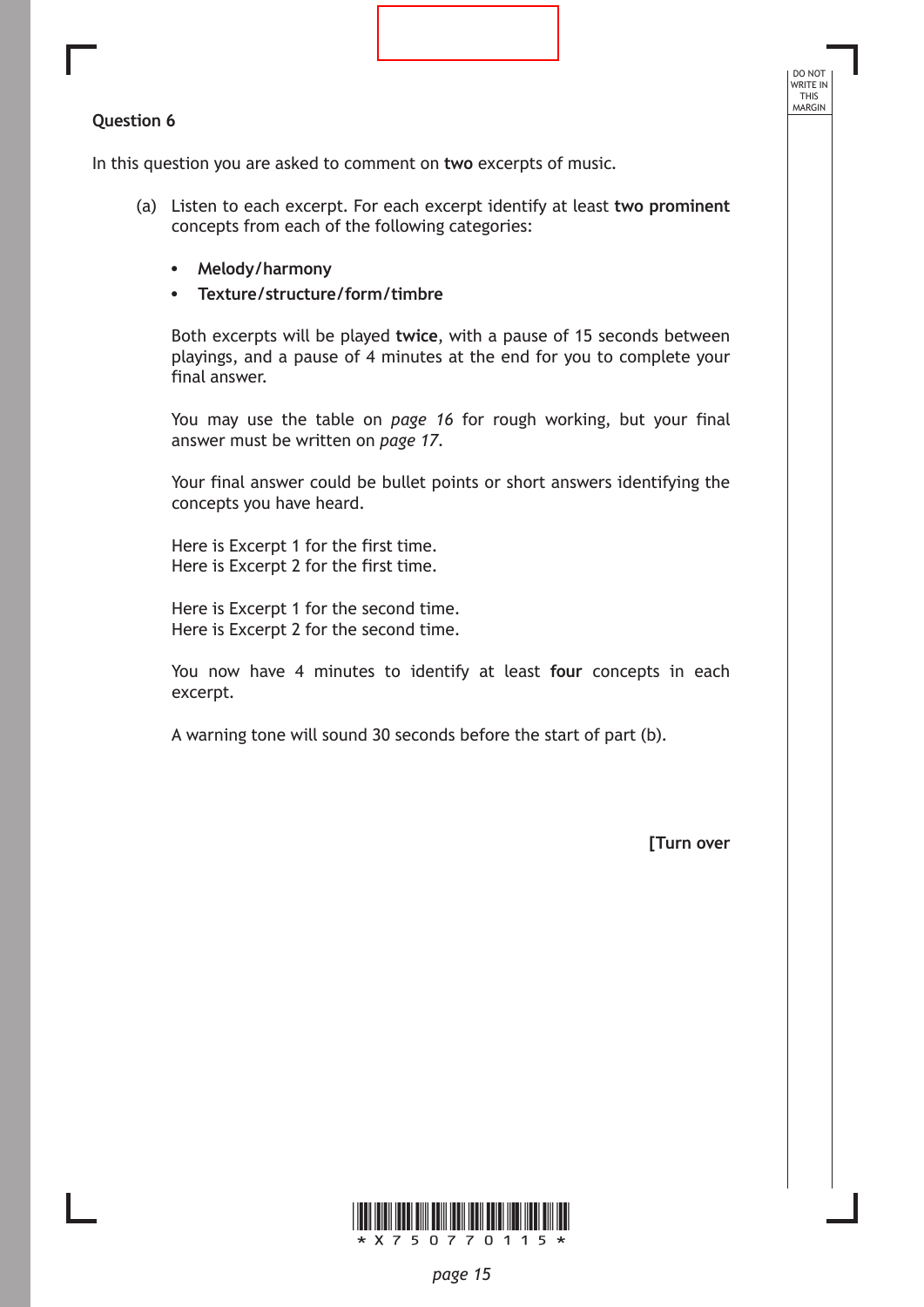## Question 6

In this question you are asked to comment on **two** excerpts of music.

(a) Listen to each excerpt. For each excerpt identify at least **two prominent** concepts from each of the following categories:

- **Melody/harmony**
- **Texture/structure/form/timbre**

Both excerpts will be played **twice**, with a pause of 15 seconds between playings, and a pause of 4 minutes at the end for you to complete your final answer.

You may use the table on *page 16* for rough working, but your final answer must be written on *page 17*.

Your final answer could be bullet points or short answers identifying the concepts you have heard.

Here is Excerpt 1 for the first time.
Here is Excerpt 2 for the first time.

Here is Excerpt 1 for the second time.
Here is Excerpt 2 for the second time.

You now have 4 minutes to identify at least **four** concepts in each excerpt.

A warning tone will sound 30 seconds before the start of part (b).

**[Turn over**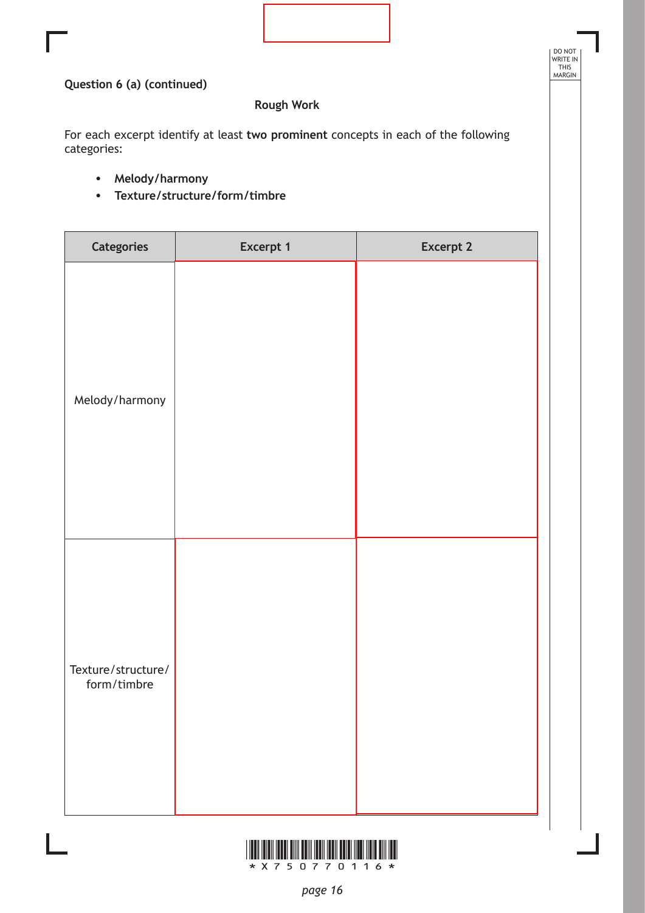**Question 6 (a) (continued)**

**Rough Work**

For each excerpt identify at least **two prominent** concepts in each of the following categories:

- **Melody/harmony**
- **Texture/structure/form/timbre**

| Categories | Excerpt 1 | Excerpt 2 |
|---|---|---|
| Melody/harmony | | |
| Texture/structure/form/timbre | | |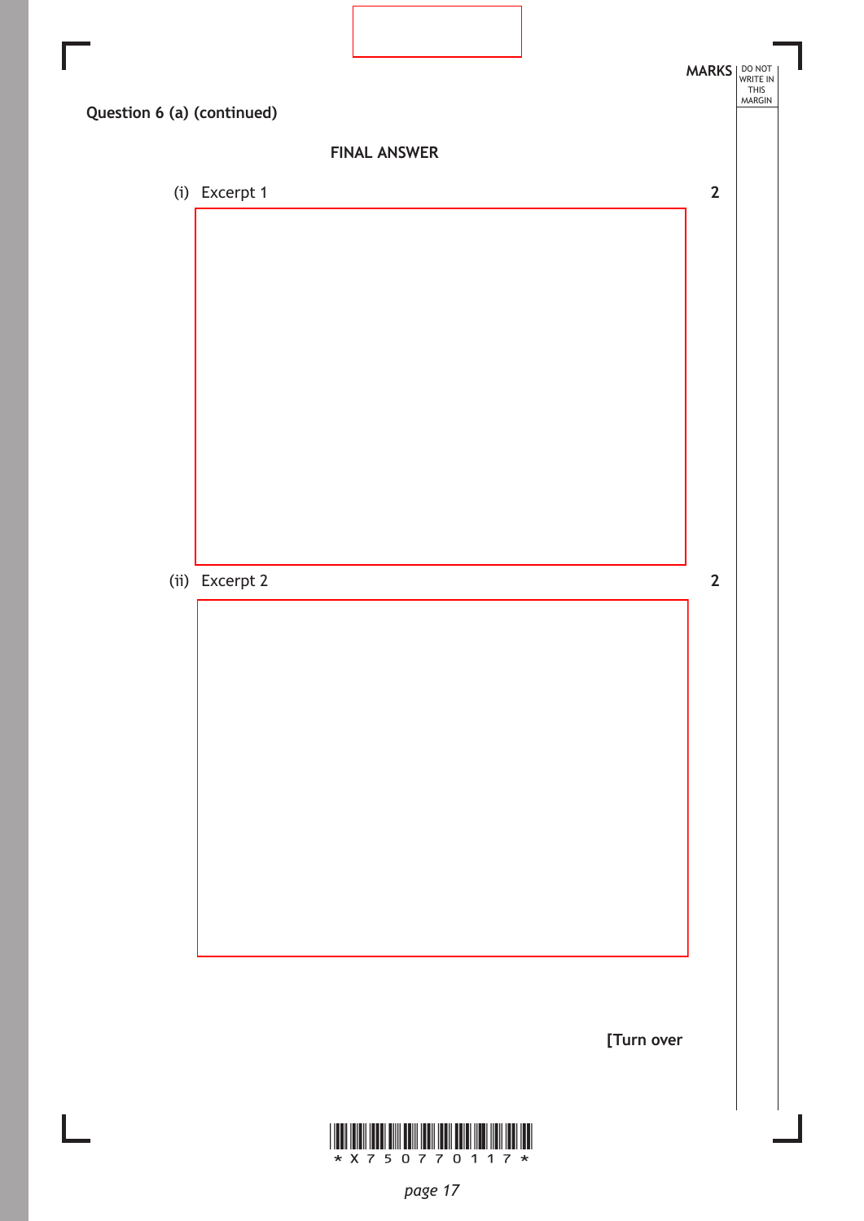MARKS

**Question 6 (a) (continued)**

**FINAL ANSWER**

(i) Excerpt 1 — 2

(ii) Excerpt 2 — 2

**[Turn over**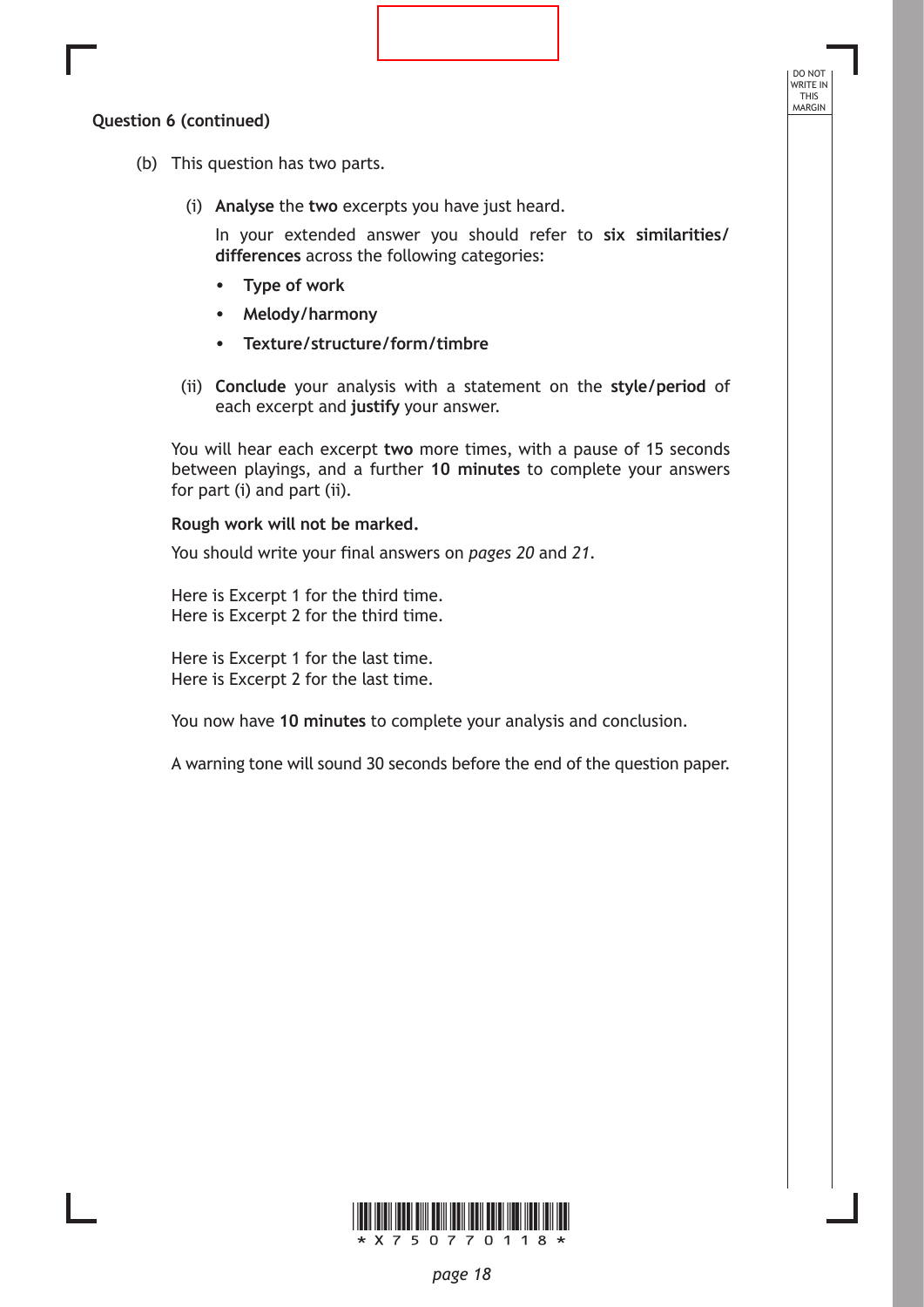**Question 6 (continued)**

(b) This question has two parts.

(i) **Analyse** the **two** excerpts you have just heard.

In your extended answer you should refer to **six similarities/differences** across the following categories:

- **Type of work**
- **Melody/harmony**
- **Texture/structure/form/timbre**

(ii) **Conclude** your analysis with a statement on the **style/period** of each excerpt and **justify** your answer.

You will hear each excerpt **two** more times, with a pause of 15 seconds between playings, and a further **10 minutes** to complete your answers for part (i) and part (ii).

**Rough work will not be marked.**

You should write your final answers on *pages 20* and *21*.

Here is Excerpt 1 for the third time.
Here is Excerpt 2 for the third time.

Here is Excerpt 1 for the last time.
Here is Excerpt 2 for the last time.

You now have **10 minutes** to complete your analysis and conclusion.

A warning tone will sound 30 seconds before the end of the question paper.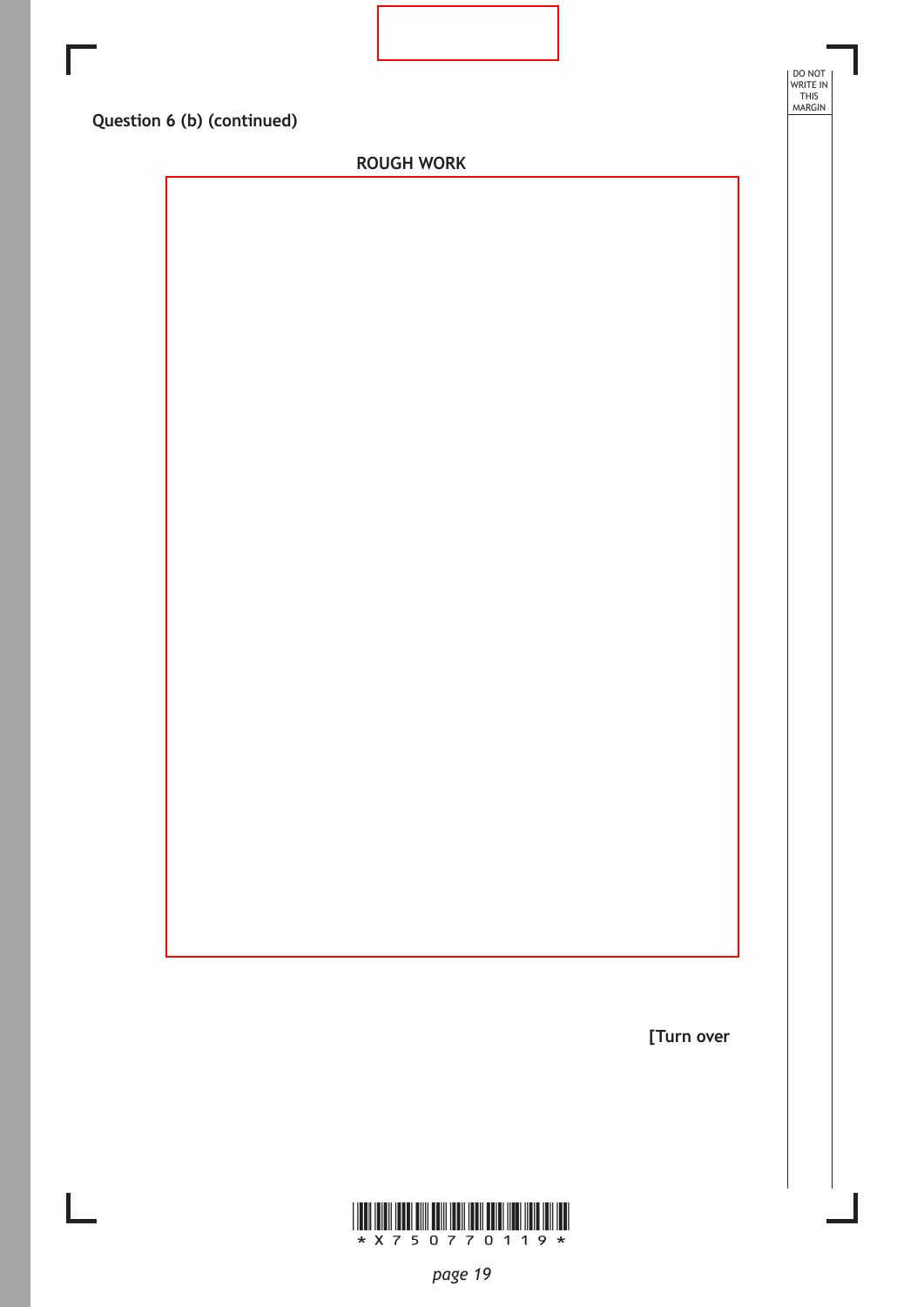**Question 6 (b) (continued)**

**ROUGH WORK**

**[Turn over**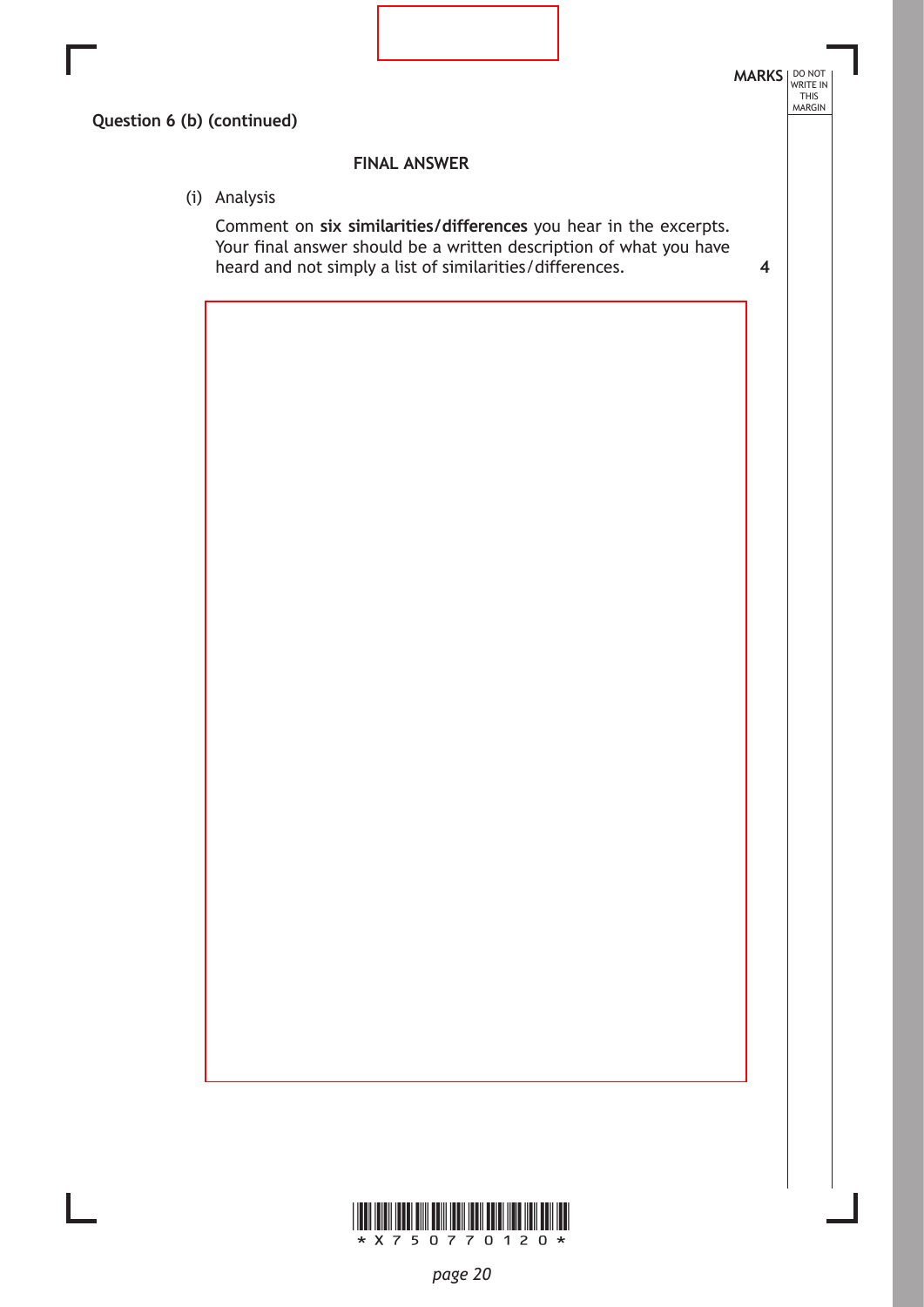**Question 6 (b) (continued)**

**FINAL ANSWER**

(i) Analysis

Comment on **six similarities/differences** you hear in the excerpts. Your final answer should be a written description of what you have heard and not simply a list of similarities/differences. **4**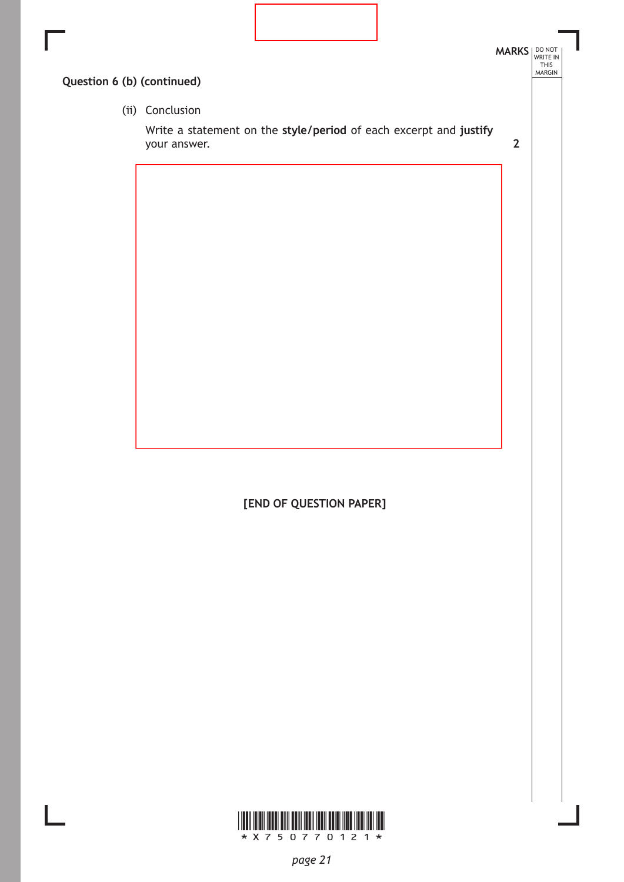**Question 6 (b) (continued)**

(ii) Conclusion

Write a statement on the **style/period** of each excerpt and **justify** your answer. **2**

**[END OF QUESTION PAPER]**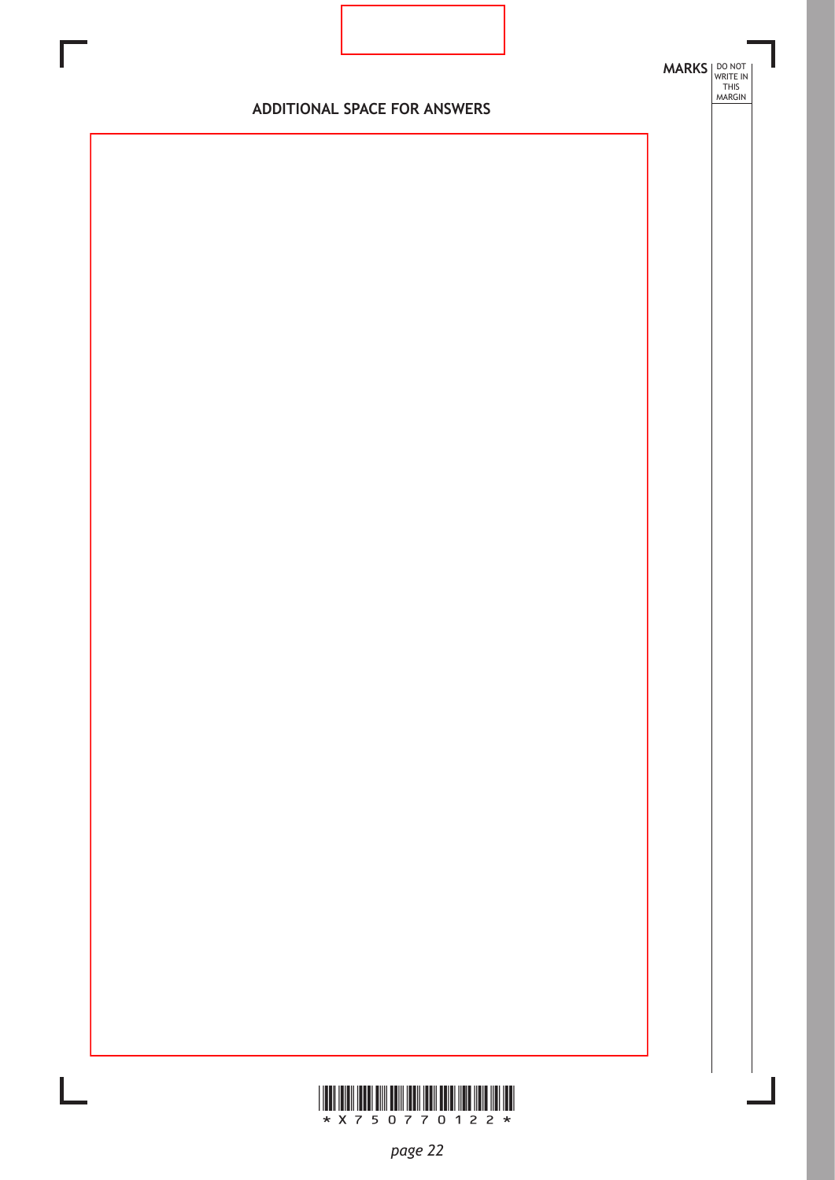ADDITIONAL SPACE FOR ANSWERS

MARKS | DO NOT WRITE IN THIS MARGIN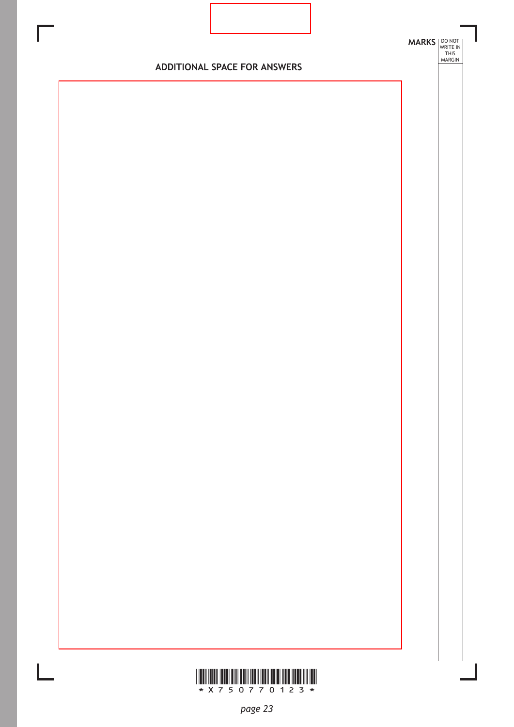MARKS DO NOT WRITE IN THIS MARGIN

## ADDITIONAL SPACE FOR ANSWERS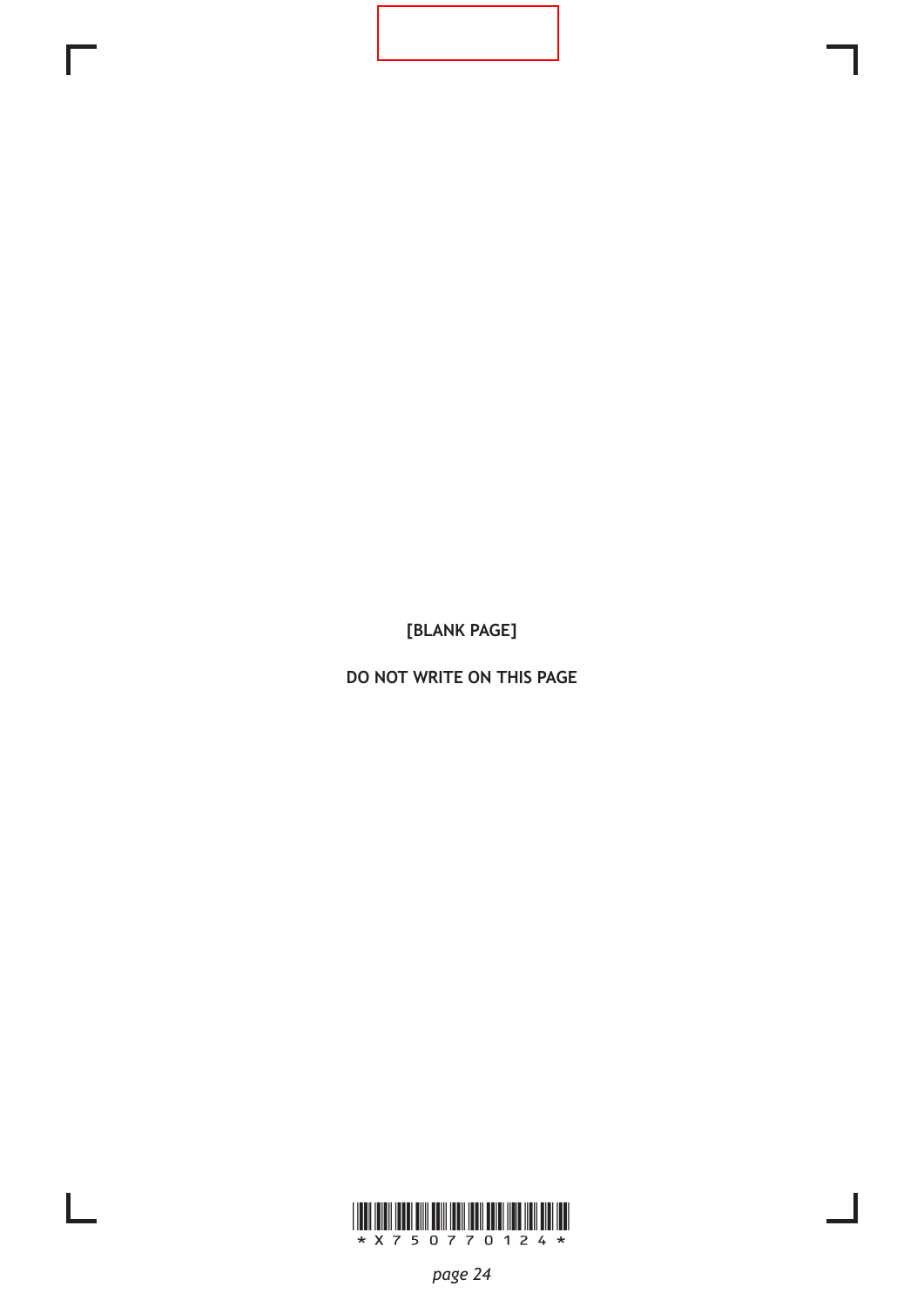**[BLANK PAGE]**

**DO NOT WRITE ON THIS PAGE**